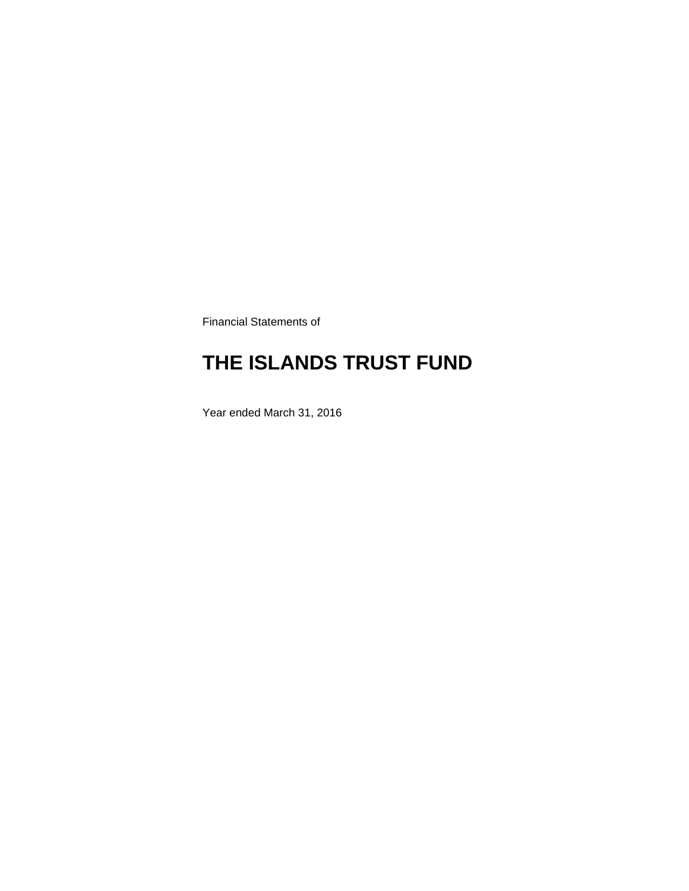Financial Statements of

# THE ISLANDS TRUST FUND

Year ended March 31, 2016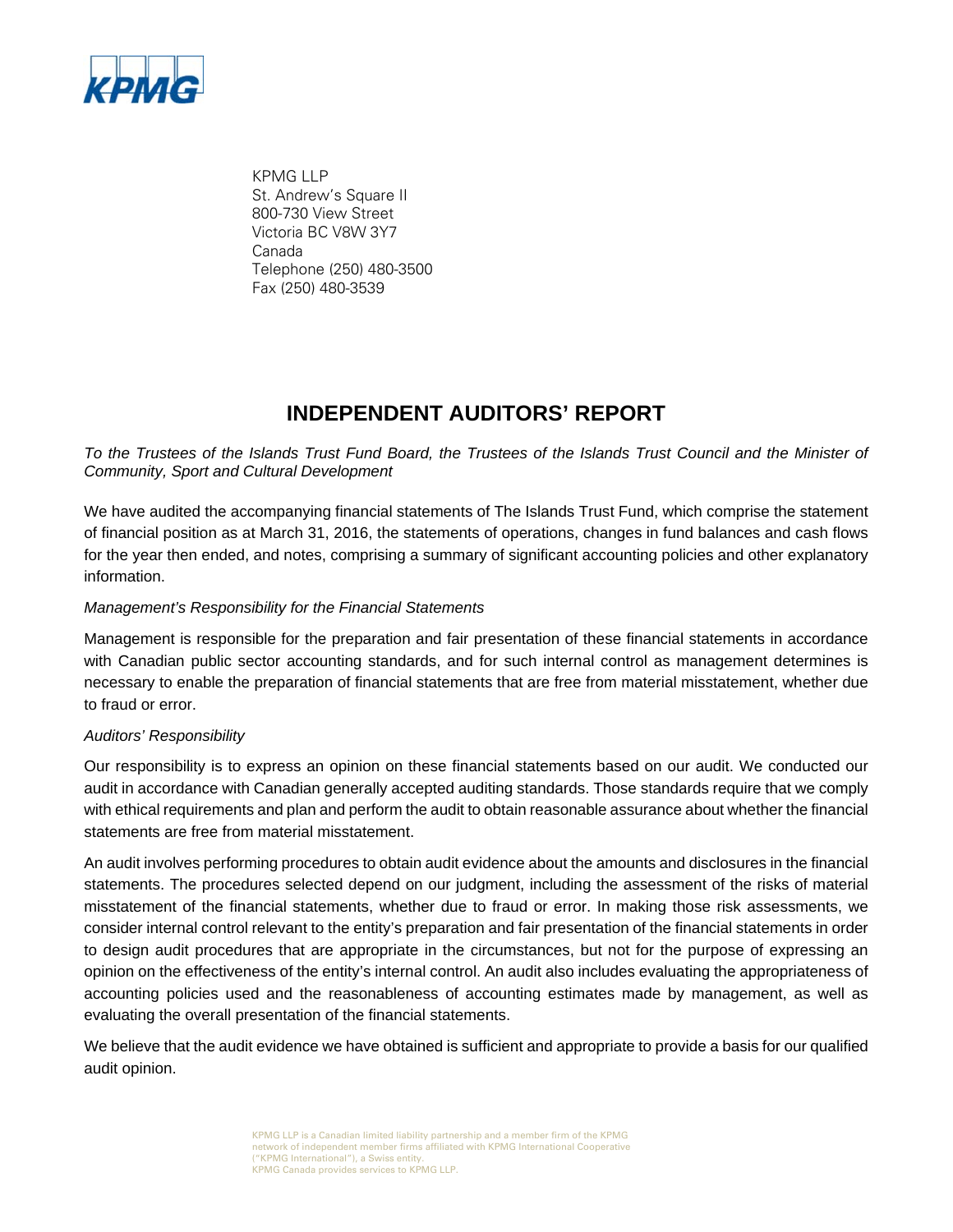KPMG LLP
St. Andrew's Square II
800-730 View Street
Victoria BC V8W 3Y7
Canada
Telephone (250) 480-3500
Fax (250) 480-3539

# INDEPENDENT AUDITORS' REPORT

*To the Trustees of the Islands Trust Fund Board, the Trustees of the Islands Trust Council and the Minister of Community, Sport and Cultural Development*

We have audited the accompanying financial statements of The Islands Trust Fund, which comprise the statement of financial position as at March 31, 2016, the statements of operations, changes in fund balances and cash flows for the year then ended, and notes, comprising a summary of significant accounting policies and other explanatory information.

*Management's Responsibility for the Financial Statements*

Management is responsible for the preparation and fair presentation of these financial statements in accordance with Canadian public sector accounting standards, and for such internal control as management determines is necessary to enable the preparation of financial statements that are free from material misstatement, whether due to fraud or error.

*Auditors' Responsibility*

Our responsibility is to express an opinion on these financial statements based on our audit. We conducted our audit in accordance with Canadian generally accepted auditing standards. Those standards require that we comply with ethical requirements and plan and perform the audit to obtain reasonable assurance about whether the financial statements are free from material misstatement.

An audit involves performing procedures to obtain audit evidence about the amounts and disclosures in the financial statements. The procedures selected depend on our judgment, including the assessment of the risks of material misstatement of the financial statements, whether due to fraud or error. In making those risk assessments, we consider internal control relevant to the entity's preparation and fair presentation of the financial statements in order to design audit procedures that are appropriate in the circumstances, but not for the purpose of expressing an opinion on the effectiveness of the entity's internal control. An audit also includes evaluating the appropriateness of accounting policies used and the reasonableness of accounting estimates made by management, as well as evaluating the overall presentation of the financial statements.

We believe that the audit evidence we have obtained is sufficient and appropriate to provide a basis for our qualified audit opinion.

KPMG LLP is a Canadian limited liability partnership and a member firm of the KPMG network of independent member firms affiliated with KPMG International Cooperative ("KPMG International"), a Swiss entity.
KPMG Canada provides services to KPMG LLP.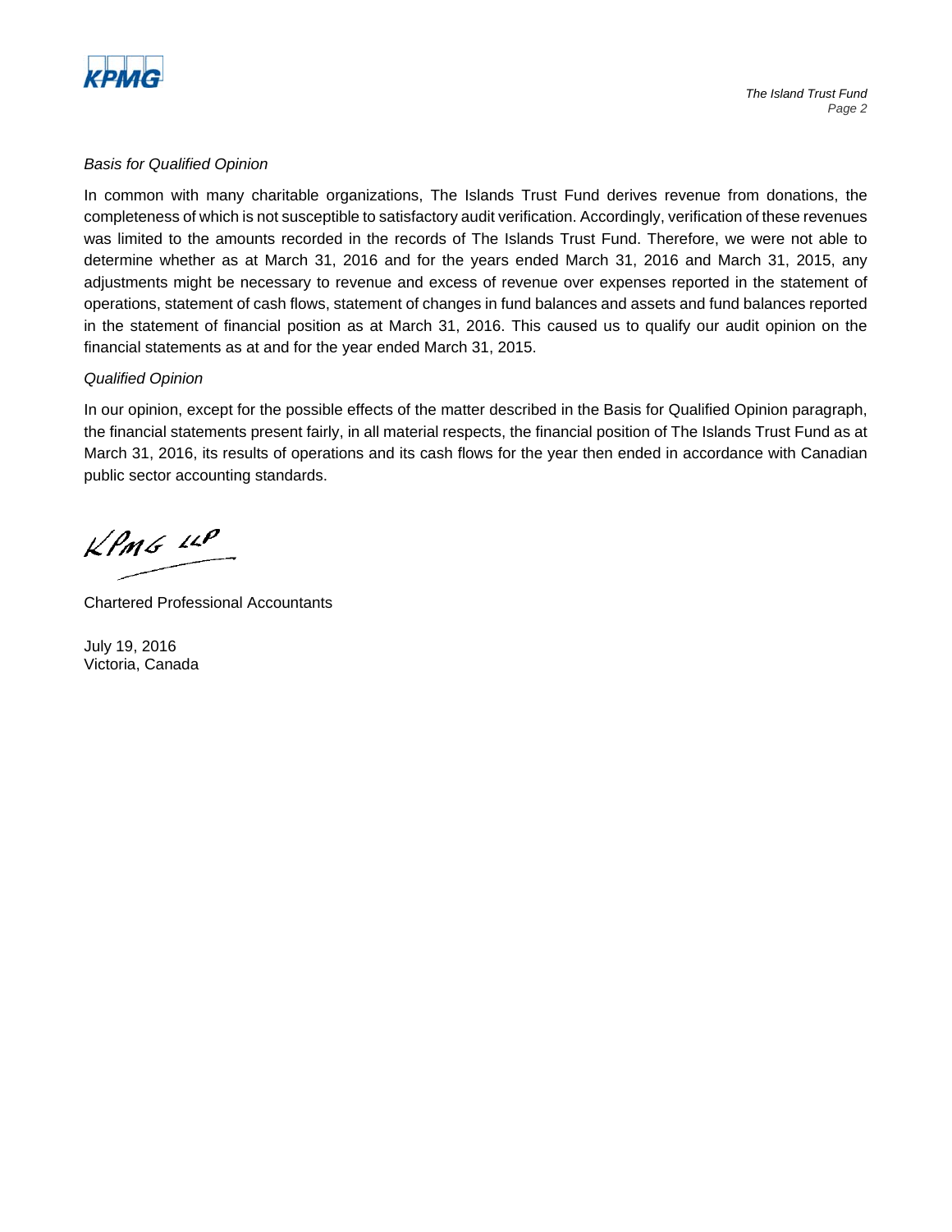*Basis for Qualified Opinion*

In common with many charitable organizations, The Islands Trust Fund derives revenue from donations, the completeness of which is not susceptible to satisfactory audit verification. Accordingly, verification of these revenues was limited to the amounts recorded in the records of The Islands Trust Fund. Therefore, we were not able to determine whether as at March 31, 2016 and for the years ended March 31, 2016 and March 31, 2015, any adjustments might be necessary to revenue and excess of revenue over expenses reported in the statement of operations, statement of cash flows, statement of changes in fund balances and assets and fund balances reported in the statement of financial position as at March 31, 2016. This caused us to qualify our audit opinion on the financial statements as at and for the year ended March 31, 2015.

*Qualified Opinion*

In our opinion, except for the possible effects of the matter described in the Basis for Qualified Opinion paragraph, the financial statements present fairly, in all material respects, the financial position of The Islands Trust Fund as at March 31, 2016, its results of operations and its cash flows for the year then ended in accordance with Canadian public sector accounting standards.

KPMG LLP

Chartered Professional Accountants

July 19, 2016
Victoria, Canada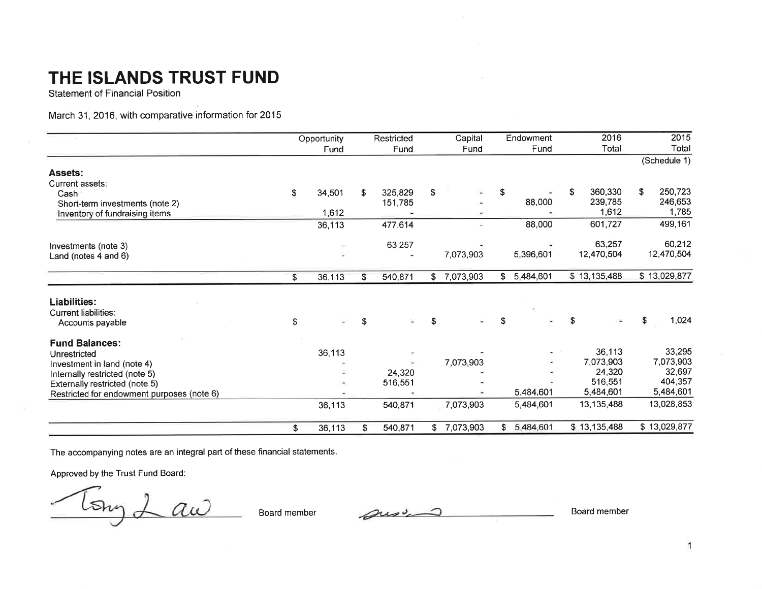# THE ISLANDS TRUST FUND

Statement of Financial Position

March 31, 2016, with comparative information for 2015

| | Opportunity Fund | Restricted Fund | Capital Fund | Endowment Fund | 2016 Total | 2015 Total |
|---|---|---|---|---|---|---|
| | | | | | | (Schedule 1) |
| **Assets:** | | | | | | |
| Current assets: | | | | | | |
| Cash | $ 34,501 | $ 325,829 | $ - | $ - | $ 360,330 | $ 250,723 |
| Short-term investments (note 2) | | 151,785 | - | 88,000 | 239,785 | 246,653 |
| Inventory of fundraising items | 1,612 | - | - | - | 1,612 | 1,785 |
| | 36,113 | 477,614 | - | 88,000 | 601,727 | 499,161 |
| Investments (note 3) | - | 63,257 | - | - | 63,257 | 60,212 |
| Land (notes 4 and 6) | - | - | 7,073,903 | 5,396,601 | 12,470,504 | 12,470,504 |
| | $ 36,113 | $ 540,871 | $ 7,073,903 | $ 5,484,601 | $ 13,135,488 | $ 13,029,877 |
| **Liabilities:** | | | | | | |
| Current liabilities: | | | | | | |
| Accounts payable | $ - | $ - | $ - | $ - | $ - | $ 1,024 |
| **Fund Balances:** | | | | | | |
| Unrestricted | 36,113 | - | - | - | 36,113 | 33,295 |
| Investment in land (note 4) | - | - | 7,073,903 | - | 7,073,903 | 7,073,903 |
| Internally restricted (note 5) | - | 24,320 | - | - | 24,320 | 32,697 |
| Externally restricted (note 5) | - | 516,551 | - | - | 516,551 | 404,357 |
| Restricted for endowment purposes (note 6) | - | - | - | 5,484,601 | 5,484,601 | 5,484,601 |
| | 36,113 | 540,871 | 7,073,903 | 5,484,601 | 13,135,488 | 13,028,853 |
| | $ 36,113 | $ 540,871 | $ 7,073,903 | $ 5,484,601 | $ 13,135,488 | $ 13,029,877 |

The accompanying notes are an integral part of these financial statements.

Approved by the Trust Fund Board:

Tony Law _______________ Board member

_______________ Board member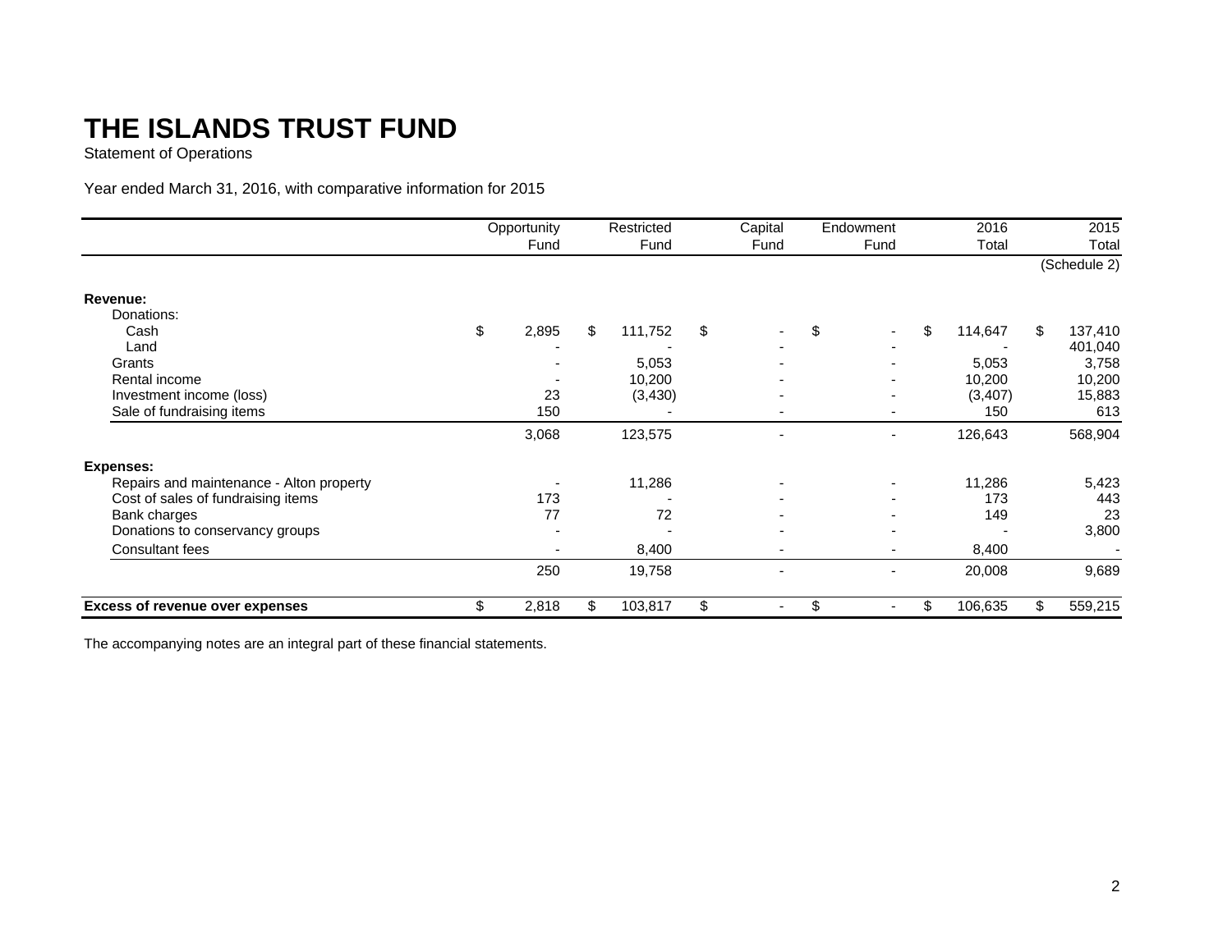# THE ISLANDS TRUST FUND

Statement of Operations

Year ended March 31, 2016, with comparative information for 2015

| | Opportunity Fund | Restricted Fund | Capital Fund | Endowment Fund | 2016 Total | 2015 Total |
|---|---|---|---|---|---|---|
| | | | | | | (Schedule 2) |
| **Revenue:** | | | | | | |
| Donations: | | | | | | |
| Cash | $ 2,895 | $ 111,752 | $ - | $ - | $ 114,647 | $ 137,410 |
| Land | - | - | - | - | - | 401,040 |
| Grants | - | 5,053 | - | - | 5,053 | 3,758 |
| Rental income | - | 10,200 | - | - | 10,200 | 10,200 |
| Investment income (loss) | 23 | (3,430) | - | - | (3,407) | 15,883 |
| Sale of fundraising items | 150 | - | - | - | 150 | 613 |
| | 3,068 | 123,575 | - | - | 126,643 | 568,904 |
| **Expenses:** | | | | | | |
| Repairs and maintenance - Alton property | - | 11,286 | - | - | 11,286 | 5,423 |
| Cost of sales of fundraising items | 173 | - | - | - | 173 | 443 |
| Bank charges | 77 | 72 | - | - | 149 | 23 |
| Donations to conservancy groups | - | - | - | - | - | 3,800 |
| Consultant fees | - | 8,400 | - | - | 8,400 | - |
| | 250 | 19,758 | - | - | 20,008 | 9,689 |
| **Excess of revenue over expenses** | $ 2,818 | $ 103,817 | $ - | $ - | $ 106,635 | $ 559,215 |

The accompanying notes are an integral part of these financial statements.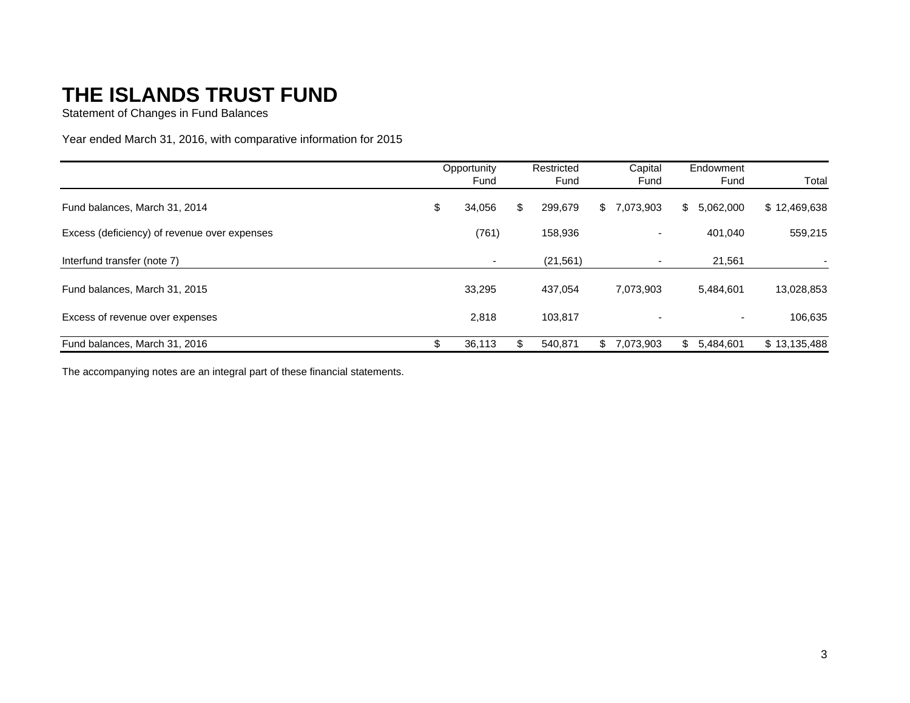# THE ISLANDS TRUST FUND

Statement of Changes in Fund Balances

Year ended March 31, 2016, with comparative information for 2015

| | Opportunity Fund | Restricted Fund | Capital Fund | Endowment Fund | Total |
|---|---|---|---|---|---|
| Fund balances, March 31, 2014 | $ 34,056 | $ 299,679 | $ 7,073,903 | $ 5,062,000 | $ 12,469,638 |
| Excess (deficiency) of revenue over expenses | (761) | 158,936 | - | 401,040 | 559,215 |
| Interfund transfer (note 7) | - | (21,561) | - | 21,561 | - |
| Fund balances, March 31, 2015 | 33,295 | 437,054 | 7,073,903 | 5,484,601 | 13,028,853 |
| Excess of revenue over expenses | 2,818 | 103,817 | - | - | 106,635 |
| Fund balances, March 31, 2016 | $ 36,113 | $ 540,871 | $ 7,073,903 | $ 5,484,601 | $ 13,135,488 |

The accompanying notes are an integral part of these financial statements.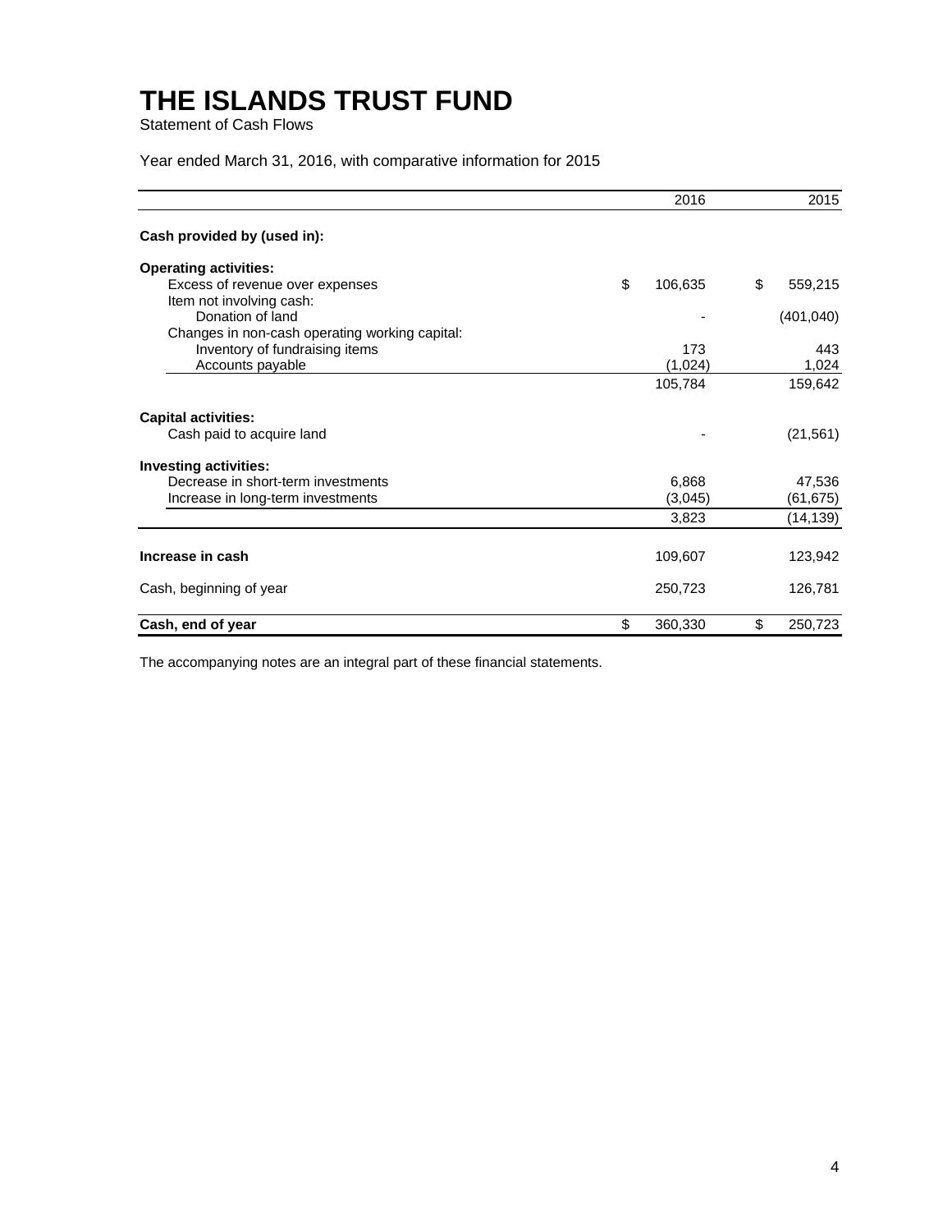# THE ISLANDS TRUST FUND

Statement of Cash Flows

Year ended March 31, 2016, with comparative information for 2015

| | 2016 | 2015 |
|---|---|---|
| **Cash provided by (used in):** | | |
| **Operating activities:** | | |
| Excess of revenue over expenses | $ 106,635 | $ 559,215 |
| Item not involving cash: | | |
| Donation of land | - | (401,040) |
| Changes in non-cash operating working capital: | | |
| Inventory of fundraising items | 173 | 443 |
| Accounts payable | (1,024) | 1,024 |
| | 105,784 | 159,642 |
| **Capital activities:** | | |
| Cash paid to acquire land | - | (21,561) |
| **Investing activities:** | | |
| Decrease in short-term investments | 6,868 | 47,536 |
| Increase in long-term investments | (3,045) | (61,675) |
| | 3,823 | (14,139) |
| **Increase in cash** | 109,607 | 123,942 |
| Cash, beginning of year | 250,723 | 126,781 |
| **Cash, end of year** | $ 360,330 | $ 250,723 |

The accompanying notes are an integral part of these financial statements.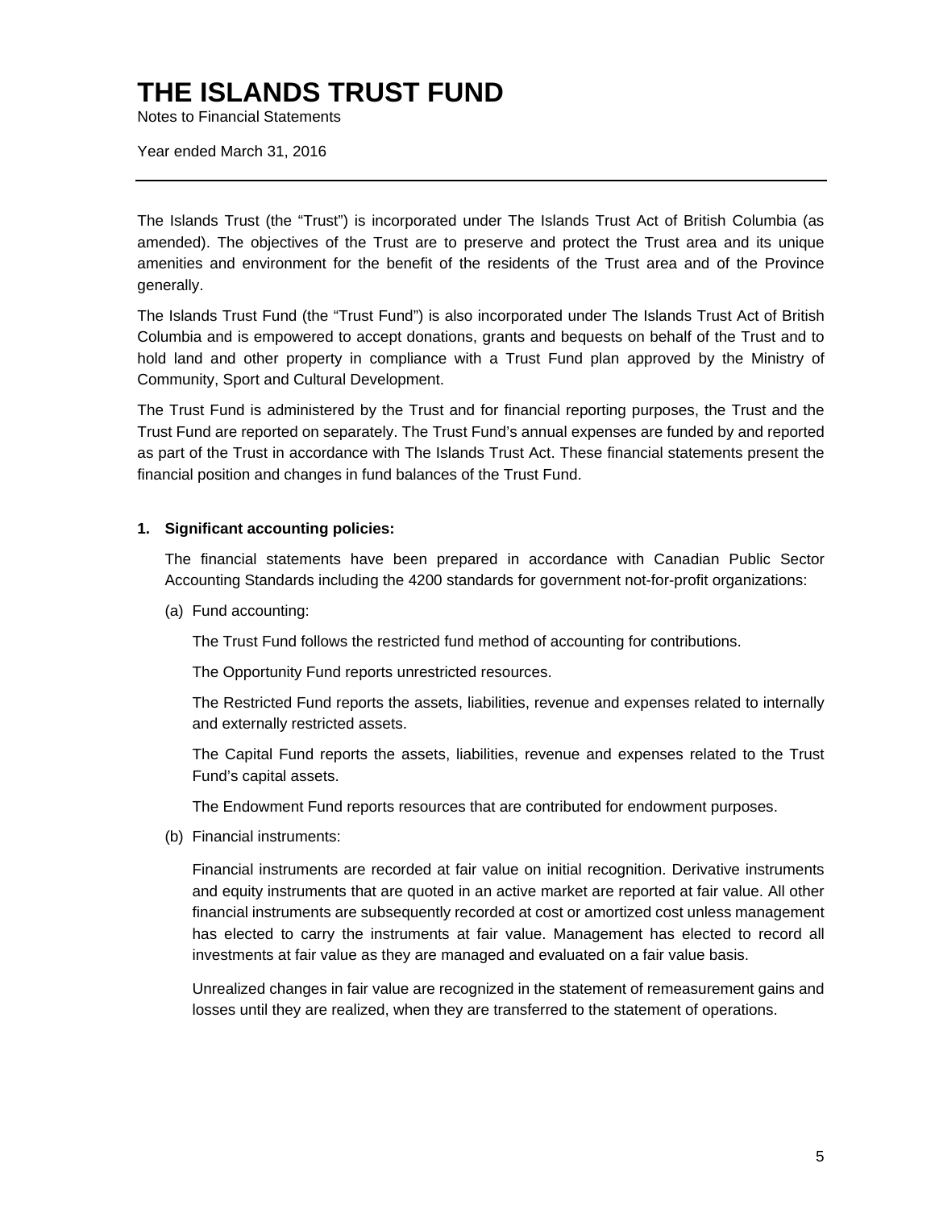# THE ISLANDS TRUST FUND

Notes to Financial Statements

Year ended March 31, 2016

---

The Islands Trust (the "Trust") is incorporated under The Islands Trust Act of British Columbia (as amended). The objectives of the Trust are to preserve and protect the Trust area and its unique amenities and environment for the benefit of the residents of the Trust area and of the Province generally.

The Islands Trust Fund (the "Trust Fund") is also incorporated under The Islands Trust Act of British Columbia and is empowered to accept donations, grants and bequests on behalf of the Trust and to hold land and other property in compliance with a Trust Fund plan approved by the Ministry of Community, Sport and Cultural Development.

The Trust Fund is administered by the Trust and for financial reporting purposes, the Trust and the Trust Fund are reported on separately. The Trust Fund's annual expenses are funded by and reported as part of the Trust in accordance with The Islands Trust Act. These financial statements present the financial position and changes in fund balances of the Trust Fund.

**1. Significant accounting policies:**

The financial statements have been prepared in accordance with Canadian Public Sector Accounting Standards including the 4200 standards for government not-for-profit organizations:

(a) Fund accounting:

The Trust Fund follows the restricted fund method of accounting for contributions.

The Opportunity Fund reports unrestricted resources.

The Restricted Fund reports the assets, liabilities, revenue and expenses related to internally and externally restricted assets.

The Capital Fund reports the assets, liabilities, revenue and expenses related to the Trust Fund's capital assets.

The Endowment Fund reports resources that are contributed for endowment purposes.

(b) Financial instruments:

Financial instruments are recorded at fair value on initial recognition. Derivative instruments and equity instruments that are quoted in an active market are reported at fair value. All other financial instruments are subsequently recorded at cost or amortized cost unless management has elected to carry the instruments at fair value. Management has elected to record all investments at fair value as they are managed and evaluated on a fair value basis.

Unrealized changes in fair value are recognized in the statement of remeasurement gains and losses until they are realized, when they are transferred to the statement of operations.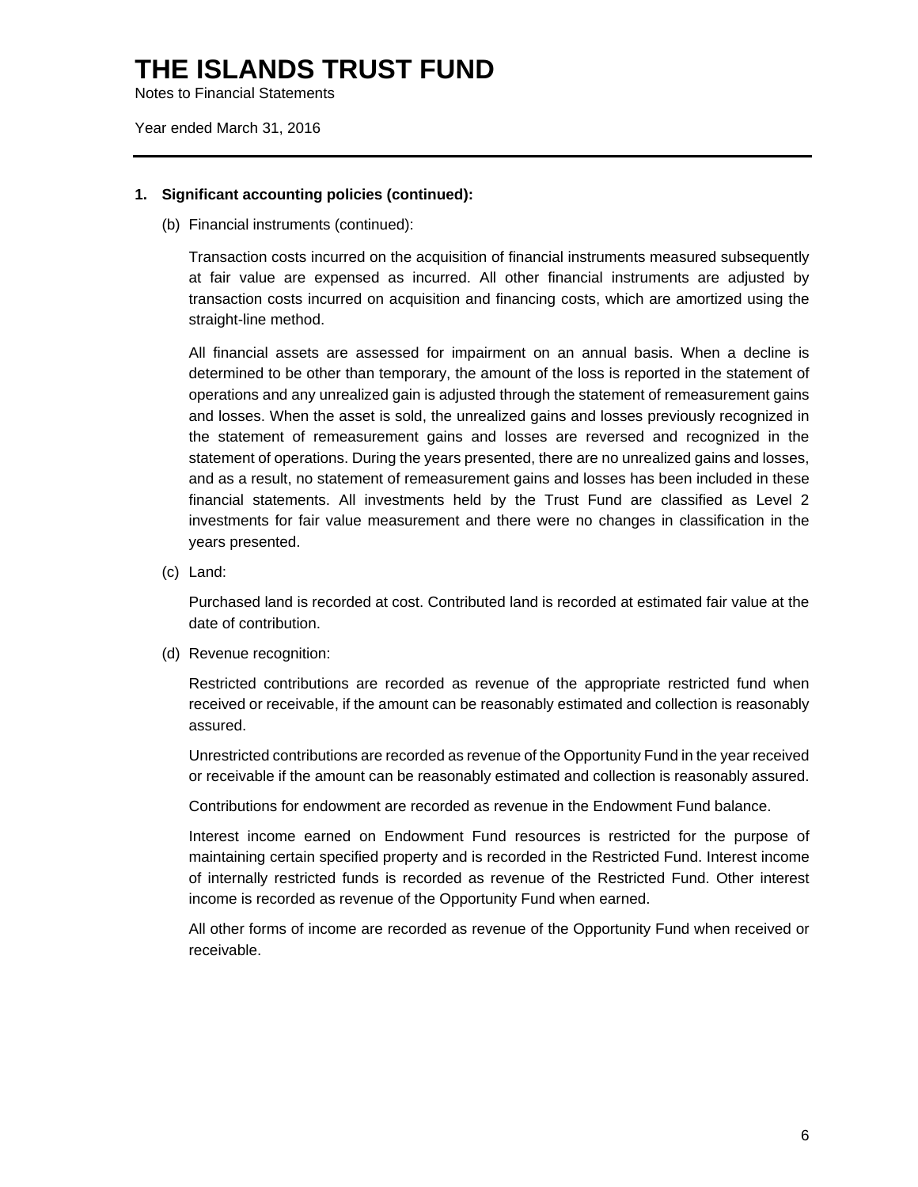# THE ISLANDS TRUST FUND

Notes to Financial Statements

Year ended March 31, 2016

---

**1. Significant accounting policies (continued):**

(b) Financial instruments (continued):

Transaction costs incurred on the acquisition of financial instruments measured subsequently at fair value are expensed as incurred. All other financial instruments are adjusted by transaction costs incurred on acquisition and financing costs, which are amortized using the straight-line method.

All financial assets are assessed for impairment on an annual basis. When a decline is determined to be other than temporary, the amount of the loss is reported in the statement of operations and any unrealized gain is adjusted through the statement of remeasurement gains and losses. When the asset is sold, the unrealized gains and losses previously recognized in the statement of remeasurement gains and losses are reversed and recognized in the statement of operations. During the years presented, there are no unrealized gains and losses, and as a result, no statement of remeasurement gains and losses has been included in these financial statements. All investments held by the Trust Fund are classified as Level 2 investments for fair value measurement and there were no changes in classification in the years presented.

(c) Land:

Purchased land is recorded at cost. Contributed land is recorded at estimated fair value at the date of contribution.

(d) Revenue recognition:

Restricted contributions are recorded as revenue of the appropriate restricted fund when received or receivable, if the amount can be reasonably estimated and collection is reasonably assured.

Unrestricted contributions are recorded as revenue of the Opportunity Fund in the year received or receivable if the amount can be reasonably estimated and collection is reasonably assured.

Contributions for endowment are recorded as revenue in the Endowment Fund balance.

Interest income earned on Endowment Fund resources is restricted for the purpose of maintaining certain specified property and is recorded in the Restricted Fund. Interest income of internally restricted funds is recorded as revenue of the Restricted Fund. Other interest income is recorded as revenue of the Opportunity Fund when earned.

All other forms of income are recorded as revenue of the Opportunity Fund when received or receivable.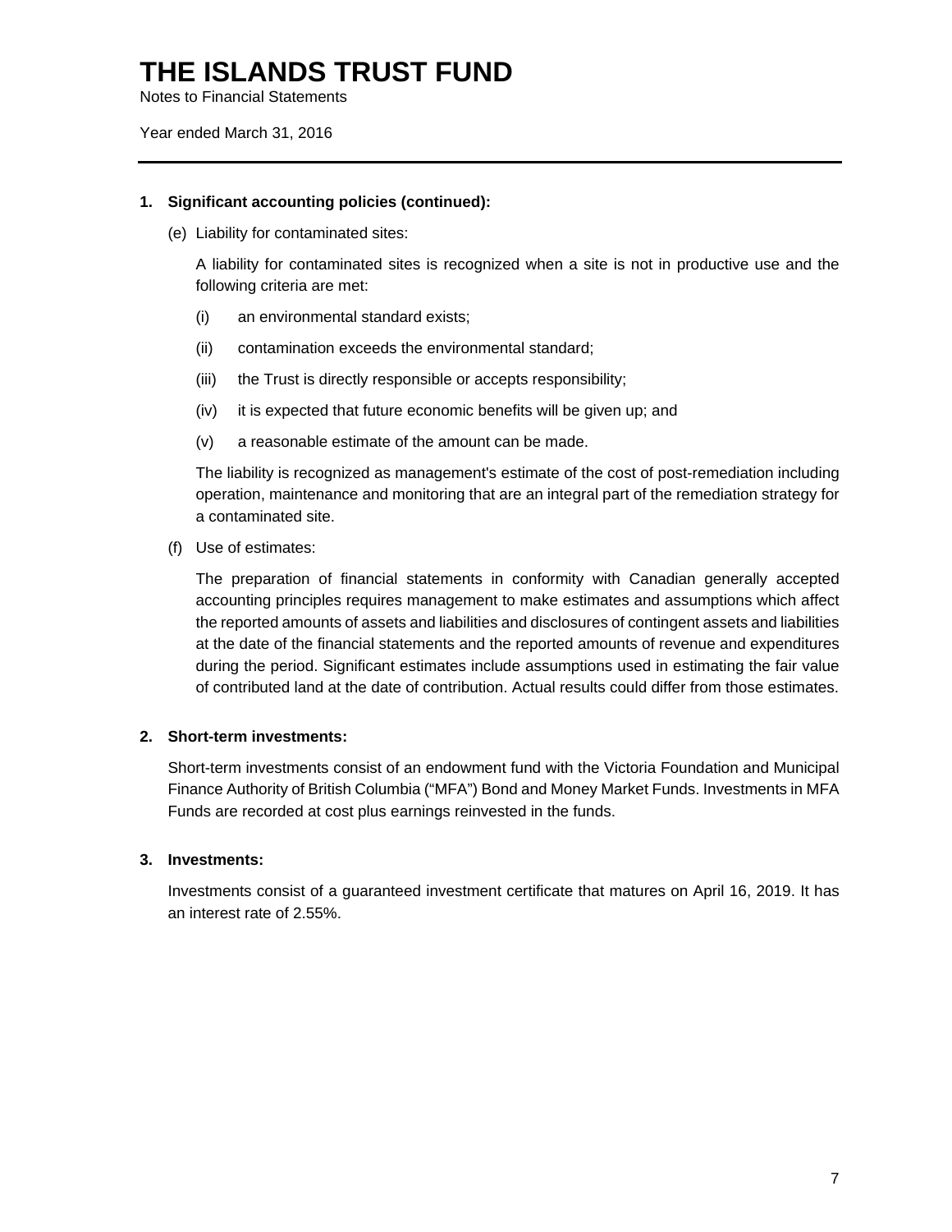# THE ISLANDS TRUST FUND

Notes to Financial Statements

Year ended March 31, 2016

---

**1. Significant accounting policies (continued):**

(e) Liability for contaminated sites:

A liability for contaminated sites is recognized when a site is not in productive use and the following criteria are met:

(i) an environmental standard exists;

(ii) contamination exceeds the environmental standard;

(iii) the Trust is directly responsible or accepts responsibility;

(iv) it is expected that future economic benefits will be given up; and

(v) a reasonable estimate of the amount can be made.

The liability is recognized as management's estimate of the cost of post-remediation including operation, maintenance and monitoring that are an integral part of the remediation strategy for a contaminated site.

(f) Use of estimates:

The preparation of financial statements in conformity with Canadian generally accepted accounting principles requires management to make estimates and assumptions which affect the reported amounts of assets and liabilities and disclosures of contingent assets and liabilities at the date of the financial statements and the reported amounts of revenue and expenditures during the period. Significant estimates include assumptions used in estimating the fair value of contributed land at the date of contribution. Actual results could differ from those estimates.

**2. Short-term investments:**

Short-term investments consist of an endowment fund with the Victoria Foundation and Municipal Finance Authority of British Columbia ("MFA") Bond and Money Market Funds. Investments in MFA Funds are recorded at cost plus earnings reinvested in the funds.

**3. Investments:**

Investments consist of a guaranteed investment certificate that matures on April 16, 2019. It has an interest rate of 2.55%.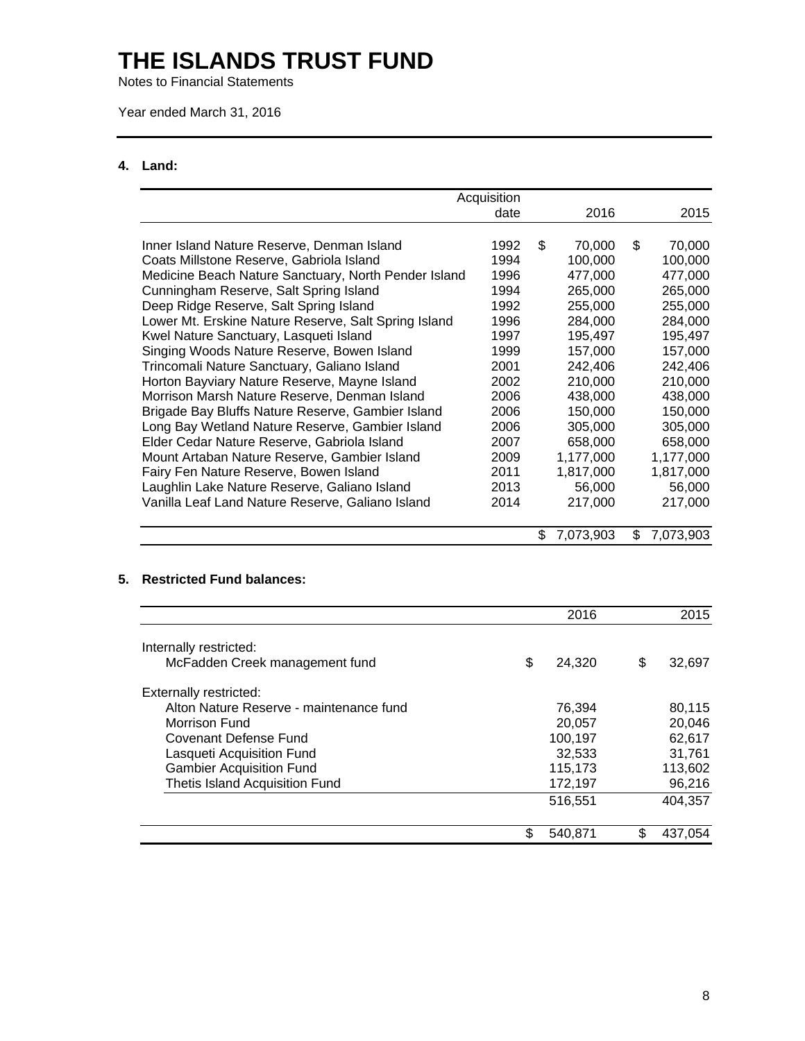# THE ISLANDS TRUST FUND

Notes to Financial Statements

Year ended March 31, 2016

## 4. Land:

| | Acquisition date | 2016 | 2015 |
|---|---|---|---|
| Inner Island Nature Reserve, Denman Island | 1992 | $ 70,000 | $ 70,000 |
| Coats Millstone Reserve, Gabriola Island | 1994 | 100,000 | 100,000 |
| Medicine Beach Nature Sanctuary, North Pender Island | 1996 | 477,000 | 477,000 |
| Cunningham Reserve, Salt Spring Island | 1994 | 265,000 | 265,000 |
| Deep Ridge Reserve, Salt Spring Island | 1992 | 255,000 | 255,000 |
| Lower Mt. Erskine Nature Reserve, Salt Spring Island | 1996 | 284,000 | 284,000 |
| Kwel Nature Sanctuary, Lasqueti Island | 1997 | 195,497 | 195,497 |
| Singing Woods Nature Reserve, Bowen Island | 1999 | 157,000 | 157,000 |
| Trincomali Nature Sanctuary, Galiano Island | 2001 | 242,406 | 242,406 |
| Horton Bayviary Nature Reserve, Mayne Island | 2002 | 210,000 | 210,000 |
| Morrison Marsh Nature Reserve, Denman Island | 2006 | 438,000 | 438,000 |
| Brigade Bay Bluffs Nature Reserve, Gambier Island | 2006 | 150,000 | 150,000 |
| Long Bay Wetland Nature Reserve, Gambier Island | 2006 | 305,000 | 305,000 |
| Elder Cedar Nature Reserve, Gabriola Island | 2007 | 658,000 | 658,000 |
| Mount Artaban Nature Reserve, Gambier Island | 2009 | 1,177,000 | 1,177,000 |
| Fairy Fen Nature Reserve, Bowen Island | 2011 | 1,817,000 | 1,817,000 |
| Laughlin Lake Nature Reserve, Galiano Island | 2013 | 56,000 | 56,000 |
| Vanilla Leaf Land Nature Reserve, Galiano Island | 2014 | 217,000 | 217,000 |
| | | $ 7,073,903 | $ 7,073,903 |

## 5. Restricted Fund balances:

| | 2016 | 2015 |
|---|---|---|
| Internally restricted: | | |
| McFadden Creek management fund | $ 24,320 | $ 32,697 |
| Externally restricted: | | |
| Alton Nature Reserve - maintenance fund | 76,394 | 80,115 |
| Morrison Fund | 20,057 | 20,046 |
| Covenant Defense Fund | 100,197 | 62,617 |
| Lasqueti Acquisition Fund | 32,533 | 31,761 |
| Gambier Acquisition Fund | 115,173 | 113,602 |
| Thetis Island Acquisition Fund | 172,197 | 96,216 |
| | 516,551 | 404,357 |
| | $ 540,871 | $ 437,054 |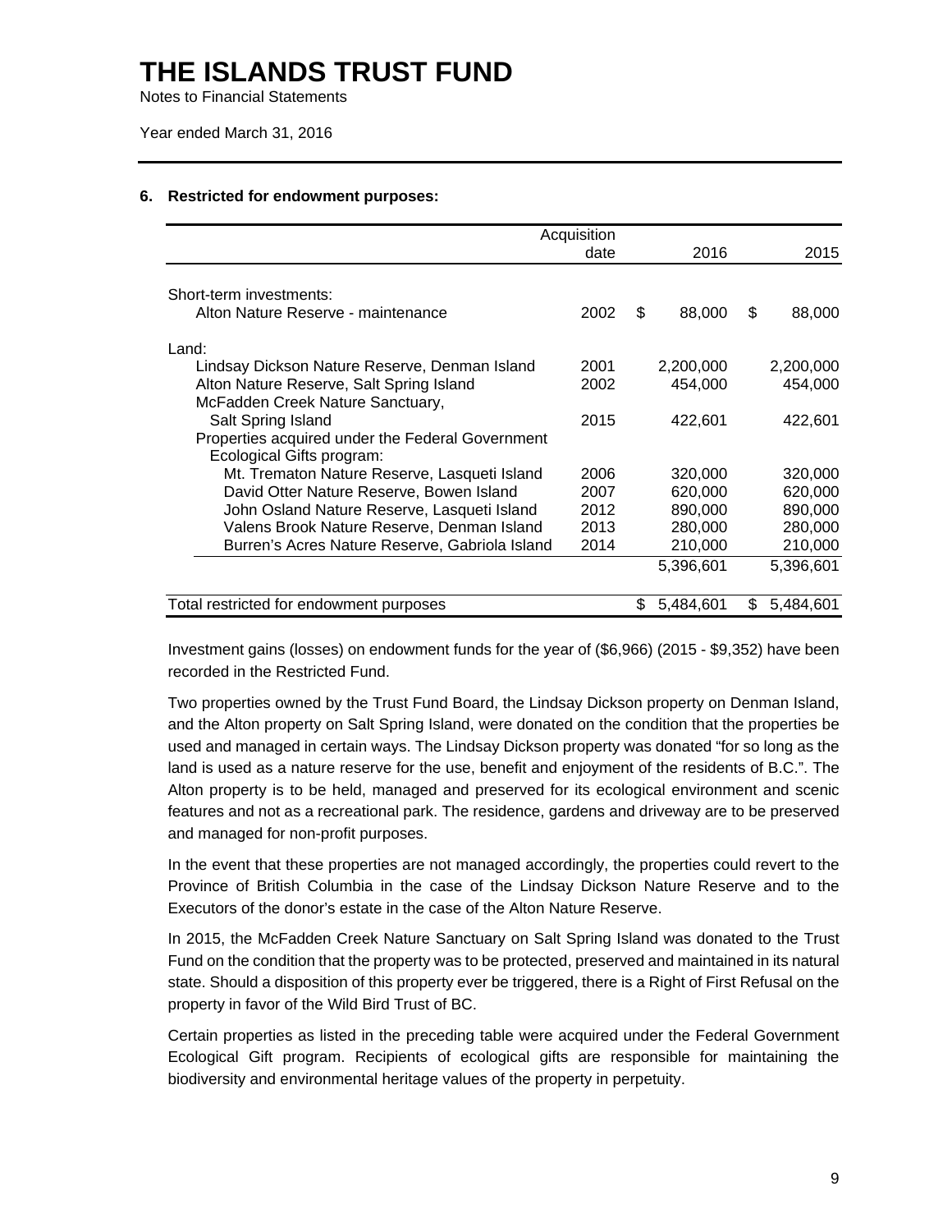# THE ISLANDS TRUST FUND

Notes to Financial Statements

Year ended March 31, 2016

### 6. Restricted for endowment purposes:

| | Acquisition date | 2016 | 2015 |
|---|---|---|---|
| Short-term investments: | | | |
| Alton Nature Reserve - maintenance | 2002 | $ 88,000 | $ 88,000 |
| Land: | | | |
| Lindsay Dickson Nature Reserve, Denman Island | 2001 | 2,200,000 | 2,200,000 |
| Alton Nature Reserve, Salt Spring Island | 2002 | 454,000 | 454,000 |
| McFadden Creek Nature Sanctuary, Salt Spring Island | 2015 | 422,601 | 422,601 |
| Properties acquired under the Federal Government Ecological Gifts program: | | | |
| Mt. Trematon Nature Reserve, Lasqueti Island | 2006 | 320,000 | 320,000 |
| David Otter Nature Reserve, Bowen Island | 2007 | 620,000 | 620,000 |
| John Osland Nature Reserve, Lasqueti Island | 2012 | 890,000 | 890,000 |
| Valens Brook Nature Reserve, Denman Island | 2013 | 280,000 | 280,000 |
| Burren's Acres Nature Reserve, Gabriola Island | 2014 | 210,000 | 210,000 |
| | | 5,396,601 | 5,396,601 |
| Total restricted for endowment purposes | | $ 5,484,601 | $ 5,484,601 |

Investment gains (losses) on endowment funds for the year of ($6,966) (2015 - $9,352) have been recorded in the Restricted Fund.

Two properties owned by the Trust Fund Board, the Lindsay Dickson property on Denman Island, and the Alton property on Salt Spring Island, were donated on the condition that the properties be used and managed in certain ways. The Lindsay Dickson property was donated "for so long as the land is used as a nature reserve for the use, benefit and enjoyment of the residents of B.C.". The Alton property is to be held, managed and preserved for its ecological environment and scenic features and not as a recreational park. The residence, gardens and driveway are to be preserved and managed for non-profit purposes.

In the event that these properties are not managed accordingly, the properties could revert to the Province of British Columbia in the case of the Lindsay Dickson Nature Reserve and to the Executors of the donor's estate in the case of the Alton Nature Reserve.

In 2015, the McFadden Creek Nature Sanctuary on Salt Spring Island was donated to the Trust Fund on the condition that the property was to be protected, preserved and maintained in its natural state. Should a disposition of this property ever be triggered, there is a Right of First Refusal on the property in favor of the Wild Bird Trust of BC.

Certain properties as listed in the preceding table were acquired under the Federal Government Ecological Gift program. Recipients of ecological gifts are responsible for maintaining the biodiversity and environmental heritage values of the property in perpetuity.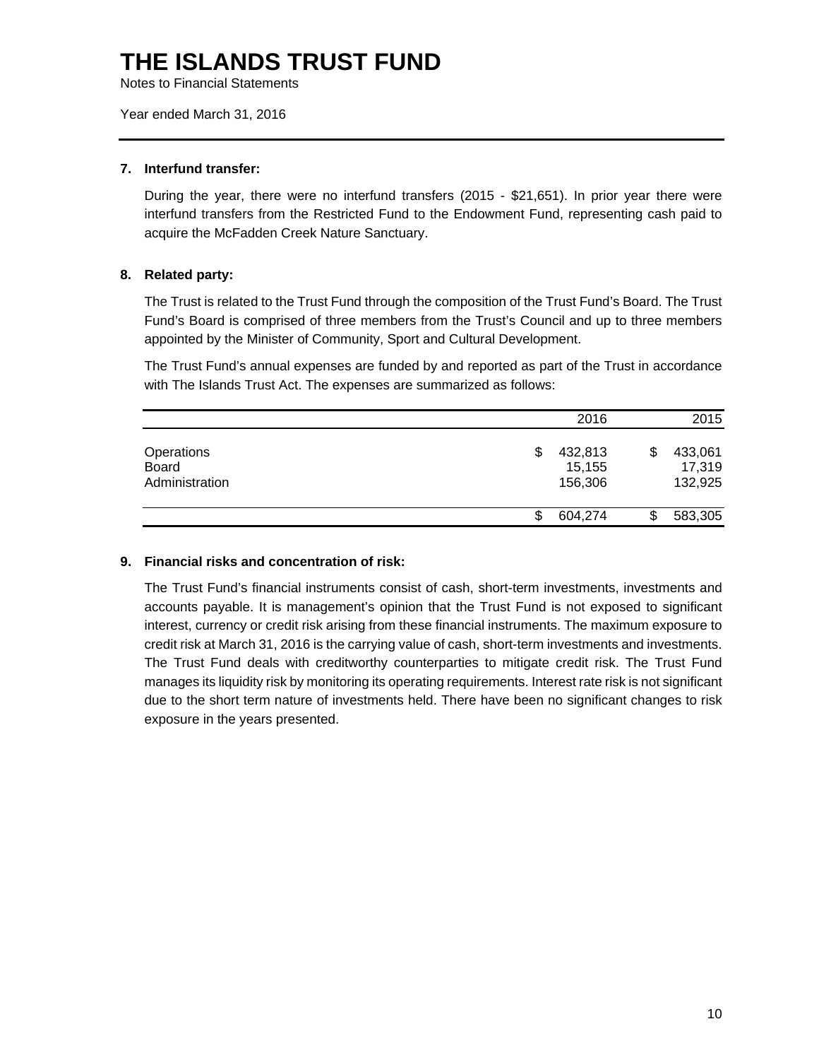# THE ISLANDS TRUST FUND

Notes to Financial Statements

Year ended March 31, 2016

**7. Interfund transfer:**

During the year, there were no interfund transfers (2015 - $21,651). In prior year there were interfund transfers from the Restricted Fund to the Endowment Fund, representing cash paid to acquire the McFadden Creek Nature Sanctuary.

**8. Related party:**

The Trust is related to the Trust Fund through the composition of the Trust Fund's Board. The Trust Fund's Board is comprised of three members from the Trust's Council and up to three members appointed by the Minister of Community, Sport and Cultural Development.

The Trust Fund's annual expenses are funded by and reported as part of the Trust in accordance with The Islands Trust Act. The expenses are summarized as follows:

| | 2016 | 2015 |
|---|---|---|
| Operations | $ 432,813 | $ 433,061 |
| Board | 15,155 | 17,319 |
| Administration | 156,306 | 132,925 |
| | $ 604,274 | $ 583,305 |

**9. Financial risks and concentration of risk:**

The Trust Fund's financial instruments consist of cash, short-term investments, investments and accounts payable. It is management's opinion that the Trust Fund is not exposed to significant interest, currency or credit risk arising from these financial instruments. The maximum exposure to credit risk at March 31, 2016 is the carrying value of cash, short-term investments and investments. The Trust Fund deals with creditworthy counterparties to mitigate credit risk. The Trust Fund manages its liquidity risk by monitoring its operating requirements. Interest rate risk is not significant due to the short term nature of investments held. There have been no significant changes to risk exposure in the years presented.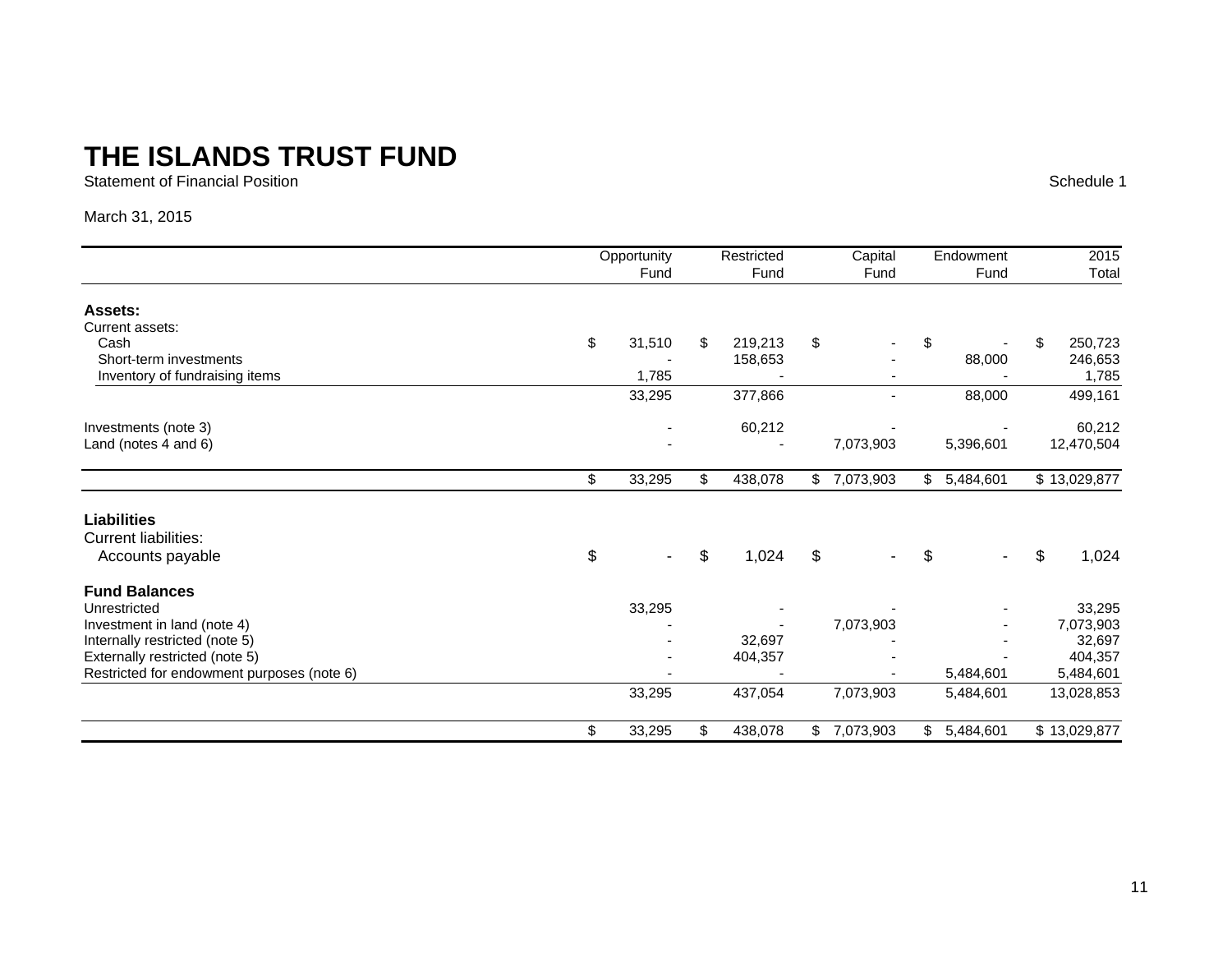# THE ISLANDS TRUST FUND

Statement of Financial Position

Schedule 1

March 31, 2015

| | Opportunity Fund | Restricted Fund | Capital Fund | Endowment Fund | 2015 Total |
|---|---|---|---|---|---|
| **Assets:** | | | | | |
| Current assets: | | | | | |
| Cash | $ 31,510 | $ 219,213 | $ - | $ - | $ 250,723 |
| Short-term investments | - | 158,653 | - | 88,000 | 246,653 |
| Inventory of fundraising items | 1,785 | - | - | - | 1,785 |
| | 33,295 | 377,866 | - | 88,000 | 499,161 |
| Investments (note 3) | - | 60,212 | - | - | 60,212 |
| Land (notes 4 and 6) | - | - | 7,073,903 | 5,396,601 | 12,470,504 |
| | $ 33,295 | $ 438,078 | $ 7,073,903 | $ 5,484,601 | $ 13,029,877 |
| **Liabilities** | | | | | |
| Current liabilities: | | | | | |
| Accounts payable | $ - | $ 1,024 | $ - | $ - | $ 1,024 |
| **Fund Balances** | | | | | |
| Unrestricted | 33,295 | - | - | - | 33,295 |
| Investment in land (note 4) | - | - | 7,073,903 | - | 7,073,903 |
| Internally restricted (note 5) | - | 32,697 | - | - | 32,697 |
| Externally restricted (note 5) | - | 404,357 | - | - | 404,357 |
| Restricted for endowment purposes (note 6) | - | - | - | 5,484,601 | 5,484,601 |
| | 33,295 | 437,054 | 7,073,903 | 5,484,601 | 13,028,853 |
| | $ 33,295 | $ 438,078 | $ 7,073,903 | $ 5,484,601 | $ 13,029,877 |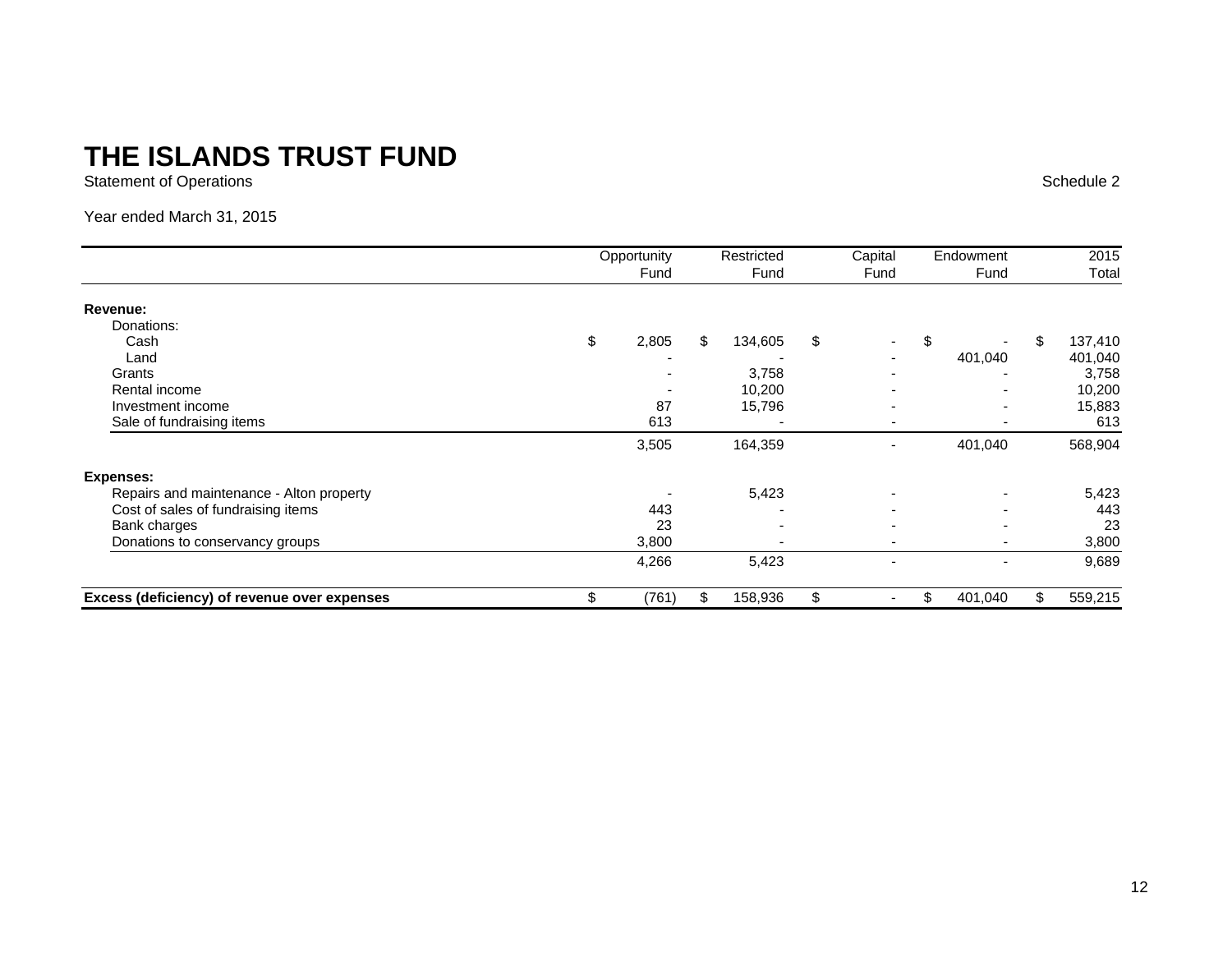# THE ISLANDS TRUST FUND

Statement of Operations

Schedule 2

Year ended March 31, 2015

| | Opportunity Fund | Restricted Fund | Capital Fund | Endowment Fund | 2015 Total |
|---|---|---|---|---|---|
| **Revenue:** | | | | | |
| Donations: | | | | | |
| Cash | $ 2,805 | $ 134,605 | $ - | $ - | $ 137,410 |
| Land | - | - | - | 401,040 | 401,040 |
| Grants | - | 3,758 | - | - | 3,758 |
| Rental income | - | 10,200 | - | - | 10,200 |
| Investment income | 87 | 15,796 | - | - | 15,883 |
| Sale of fundraising items | 613 | - | - | - | 613 |
| | 3,505 | 164,359 | - | 401,040 | 568,904 |
| **Expenses:** | | | | | |
| Repairs and maintenance - Alton property | - | 5,423 | - | - | 5,423 |
| Cost of sales of fundraising items | 443 | - | - | - | 443 |
| Bank charges | 23 | - | - | - | 23 |
| Donations to conservancy groups | 3,800 | - | - | - | 3,800 |
| | 4,266 | 5,423 | - | - | 9,689 |
| **Excess (deficiency) of revenue over expenses** | $ (761) | $ 158,936 | $ - | $ 401,040 | $ 559,215 |